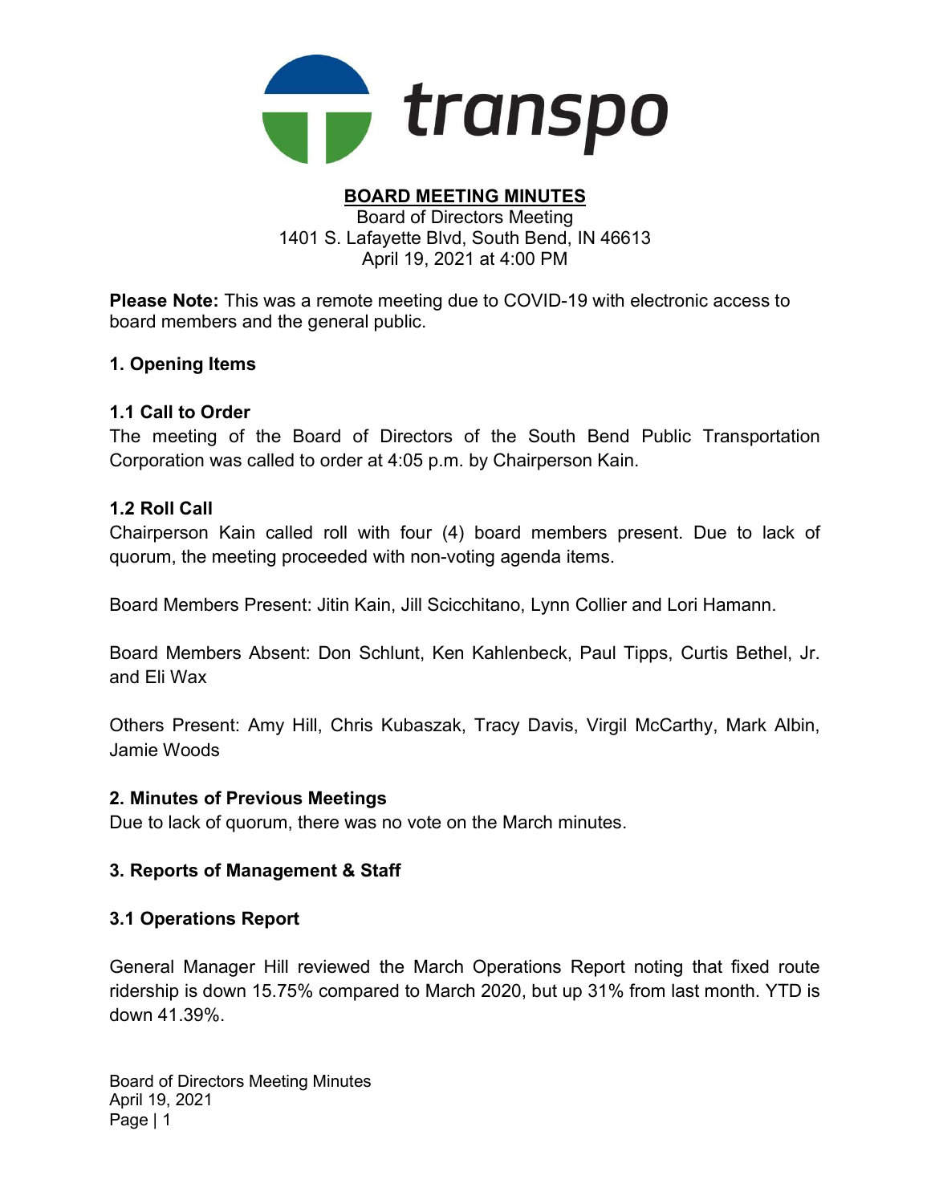transpo

# BOARD MEETING MINUTES

Board of Directors Meeting
1401 S. Lafayette Blvd, South Bend, IN 46613
April 19, 2021 at 4:00 PM

**Please Note:** This was a remote meeting due to COVID-19 with electronic access to board members and the general public.

## 1. Opening Items

### 1.1 Call to Order

The meeting of the Board of Directors of the South Bend Public Transportation Corporation was called to order at 4:05 p.m. by Chairperson Kain.

### 1.2 Roll Call

Chairperson Kain called roll with four (4) board members present. Due to lack of quorum, the meeting proceeded with non-voting agenda items.

Board Members Present: Jitin Kain, Jill Scicchitano, Lynn Collier and Lori Hamann.

Board Members Absent: Don Schlunt, Ken Kahlenbeck, Paul Tipps, Curtis Bethel, Jr. and Eli Wax

Others Present: Amy Hill, Chris Kubaszak, Tracy Davis, Virgil McCarthy, Mark Albin, Jamie Woods

## 2. Minutes of Previous Meetings

Due to lack of quorum, there was no vote on the March minutes.

## 3. Reports of Management & Staff

### 3.1 Operations Report

General Manager Hill reviewed the March Operations Report noting that fixed route ridership is down 15.75% compared to March 2020, but up 31% from last month. YTD is down 41.39%.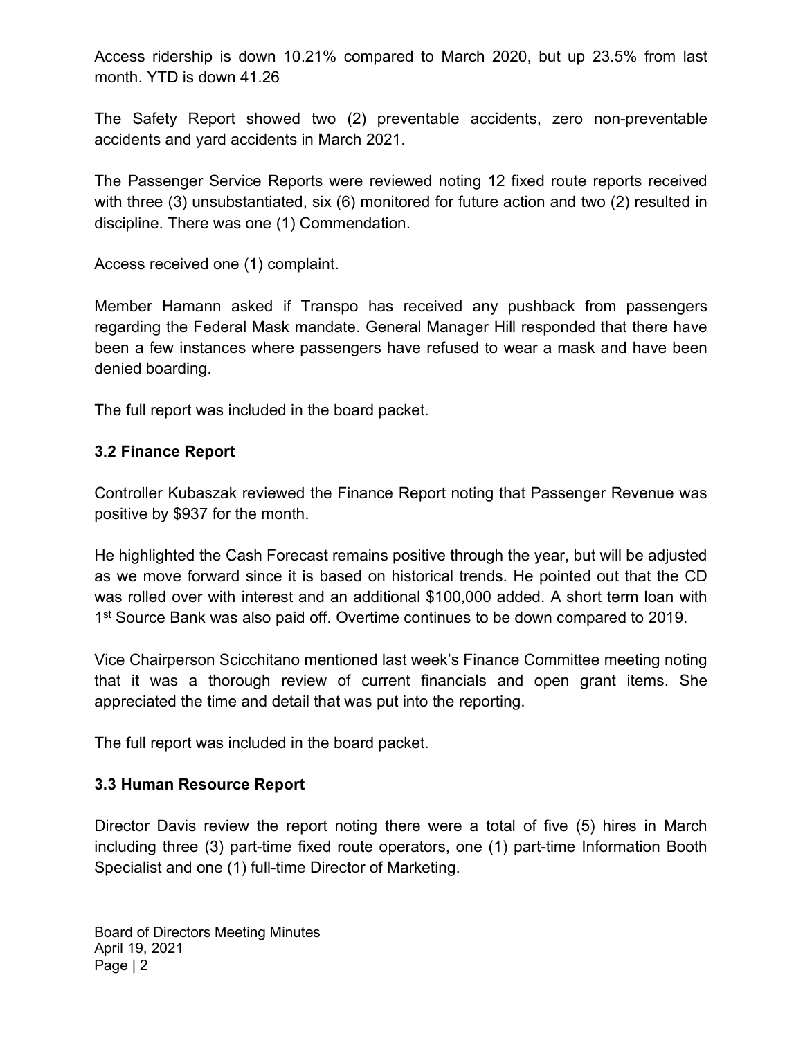Access ridership is down 10.21% compared to March 2020, but up 23.5% from last month. YTD is down 41.26

The Safety Report showed two (2) preventable accidents, zero non-preventable accidents and yard accidents in March 2021.

The Passenger Service Reports were reviewed noting 12 fixed route reports received with three (3) unsubstantiated, six (6) monitored for future action and two (2) resulted in discipline. There was one (1) Commendation.

Access received one (1) complaint.

Member Hamann asked if Transpo has received any pushback from passengers regarding the Federal Mask mandate. General Manager Hill responded that there have been a few instances where passengers have refused to wear a mask and have been denied boarding.

The full report was included in the board packet.

### 3.2 Finance Report

Controller Kubaszak reviewed the Finance Report noting that Passenger Revenue was positive by $937 for the month.

He highlighted the Cash Forecast remains positive through the year, but will be adjusted as we move forward since it is based on historical trends. He pointed out that the CD was rolled over with interest and an additional $100,000 added. A short term loan with 1st Source Bank was also paid off. Overtime continues to be down compared to 2019.

Vice Chairperson Scicchitano mentioned last week's Finance Committee meeting noting that it was a thorough review of current financials and open grant items. She appreciated the time and detail that was put into the reporting.

The full report was included in the board packet.

### 3.3 Human Resource Report

Director Davis review the report noting there were a total of five (5) hires in March including three (3) part-time fixed route operators, one (1) part-time Information Booth Specialist and one (1) full-time Director of Marketing.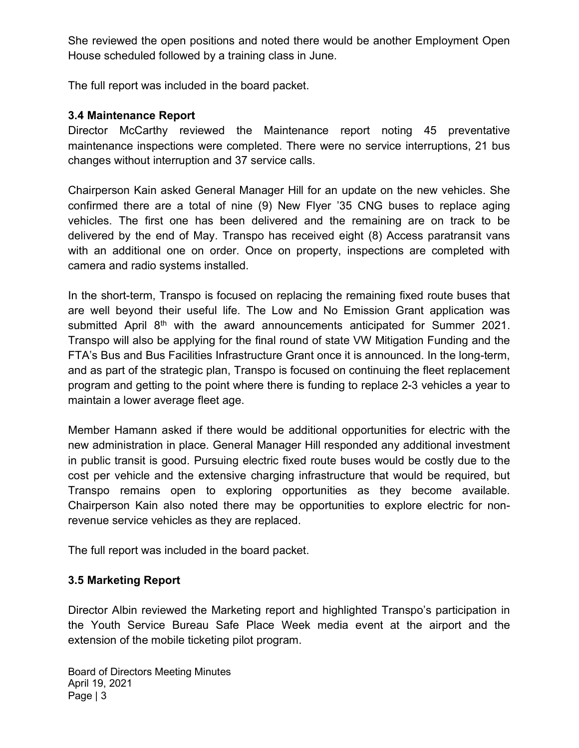She reviewed the open positions and noted there would be another Employment Open House scheduled followed by a training class in June.

The full report was included in the board packet.

### 3.4 Maintenance Report

Director McCarthy reviewed the Maintenance report noting 45 preventative maintenance inspections were completed. There were no service interruptions, 21 bus changes without interruption and 37 service calls.

Chairperson Kain asked General Manager Hill for an update on the new vehicles. She confirmed there are a total of nine (9) New Flyer '35 CNG buses to replace aging vehicles. The first one has been delivered and the remaining are on track to be delivered by the end of May. Transpo has received eight (8) Access paratransit vans with an additional one on order. Once on property, inspections are completed with camera and radio systems installed.

In the short-term, Transpo is focused on replacing the remaining fixed route buses that are well beyond their useful life. The Low and No Emission Grant application was submitted April 8th with the award announcements anticipated for Summer 2021. Transpo will also be applying for the final round of state VW Mitigation Funding and the FTA's Bus and Bus Facilities Infrastructure Grant once it is announced. In the long-term, and as part of the strategic plan, Transpo is focused on continuing the fleet replacement program and getting to the point where there is funding to replace 2-3 vehicles a year to maintain a lower average fleet age.

Member Hamann asked if there would be additional opportunities for electric with the new administration in place. General Manager Hill responded any additional investment in public transit is good. Pursuing electric fixed route buses would be costly due to the cost per vehicle and the extensive charging infrastructure that would be required, but Transpo remains open to exploring opportunities as they become available. Chairperson Kain also noted there may be opportunities to explore electric for non-revenue service vehicles as they are replaced.

The full report was included in the board packet.

### 3.5 Marketing Report

Director Albin reviewed the Marketing report and highlighted Transpo's participation in the Youth Service Bureau Safe Place Week media event at the airport and the extension of the mobile ticketing pilot program.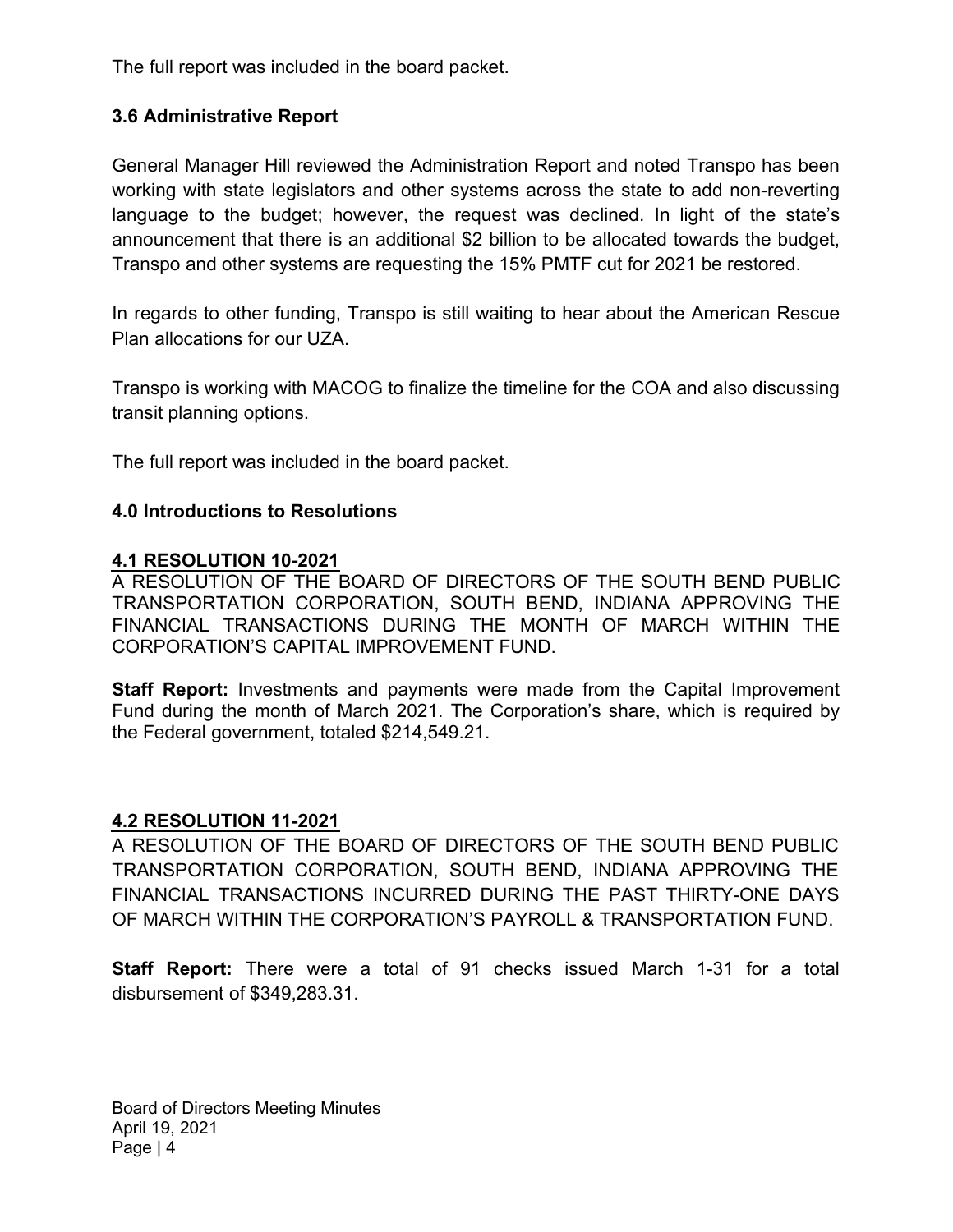The full report was included in the board packet.

### 3.6 Administrative Report

General Manager Hill reviewed the Administration Report and noted Transpo has been working with state legislators and other systems across the state to add non-reverting language to the budget; however, the request was declined. In light of the state's announcement that there is an additional $2 billion to be allocated towards the budget, Transpo and other systems are requesting the 15% PMTF cut for 2021 be restored.

In regards to other funding, Transpo is still waiting to hear about the American Rescue Plan allocations for our UZA.

Transpo is working with MACOG to finalize the timeline for the COA and also discussing transit planning options.

The full report was included in the board packet.

### 4.0 Introductions to Resolutions

**4.1 RESOLUTION 10-2021**

A RESOLUTION OF THE BOARD OF DIRECTORS OF THE SOUTH BEND PUBLIC TRANSPORTATION CORPORATION, SOUTH BEND, INDIANA APPROVING THE FINANCIAL TRANSACTIONS DURING THE MONTH OF MARCH WITHIN THE CORPORATION'S CAPITAL IMPROVEMENT FUND.

**Staff Report:** Investments and payments were made from the Capital Improvement Fund during the month of March 2021. The Corporation's share, which is required by the Federal government, totaled $214,549.21.

**4.2 RESOLUTION 11-2021**

A RESOLUTION OF THE BOARD OF DIRECTORS OF THE SOUTH BEND PUBLIC TRANSPORTATION CORPORATION, SOUTH BEND, INDIANA APPROVING THE FINANCIAL TRANSACTIONS INCURRED DURING THE PAST THIRTY-ONE DAYS OF MARCH WITHIN THE CORPORATION'S PAYROLL & TRANSPORTATION FUND.

**Staff Report:** There were a total of 91 checks issued March 1-31 for a total disbursement of $349,283.31.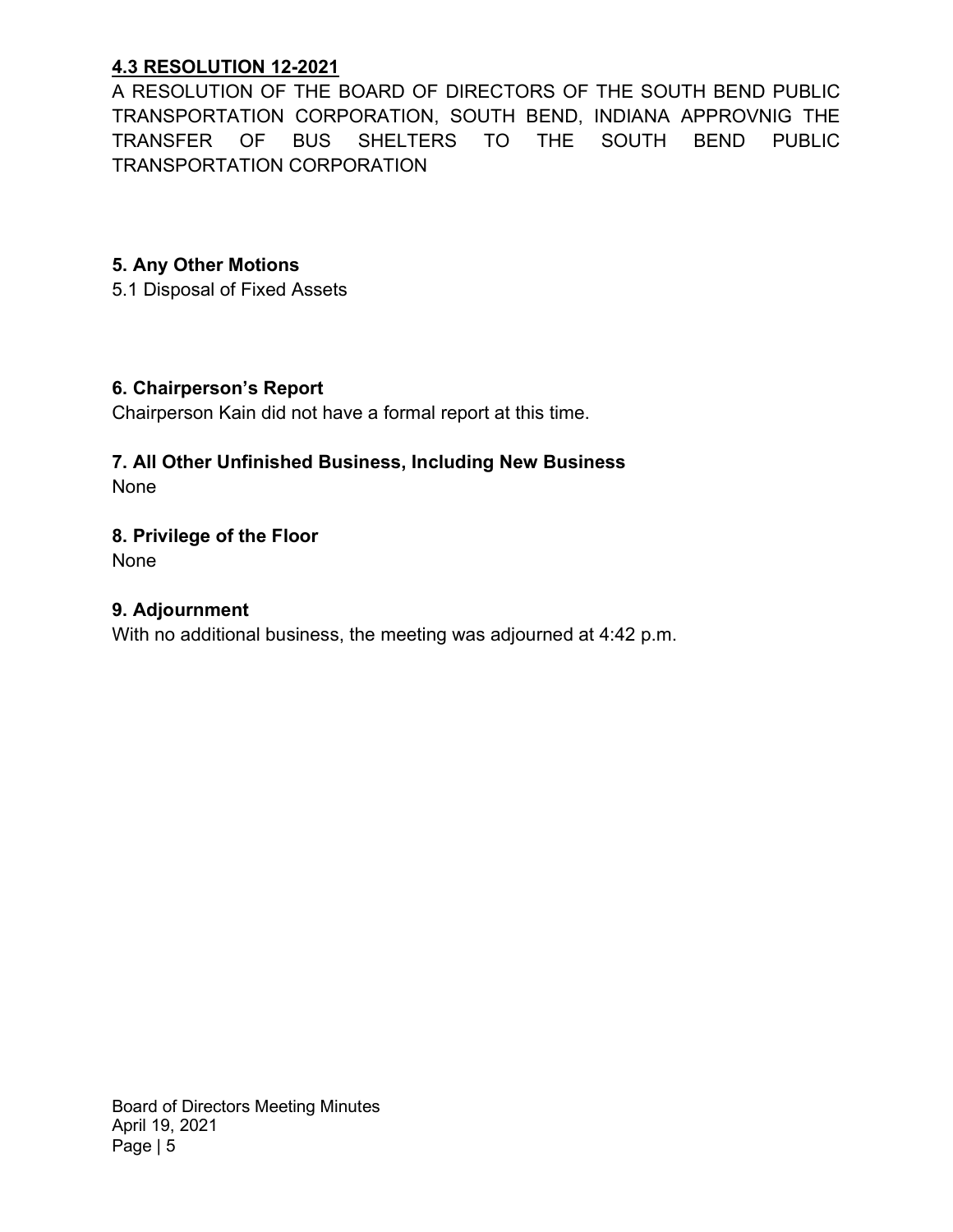**4.3 RESOLUTION 12-2021**

A RESOLUTION OF THE BOARD OF DIRECTORS OF THE SOUTH BEND PUBLIC TRANSPORTATION CORPORATION, SOUTH BEND, INDIANA APPROVNIG THE TRANSFER OF BUS SHELTERS TO THE SOUTH BEND PUBLIC TRANSPORTATION CORPORATION

**5. Any Other Motions**

5.1 Disposal of Fixed Assets

**6. Chairperson's Report**

Chairperson Kain did not have a formal report at this time.

**7. All Other Unfinished Business, Including New Business**

None

**8. Privilege of the Floor**

None

**9. Adjournment**

With no additional business, the meeting was adjourned at 4:42 p.m.